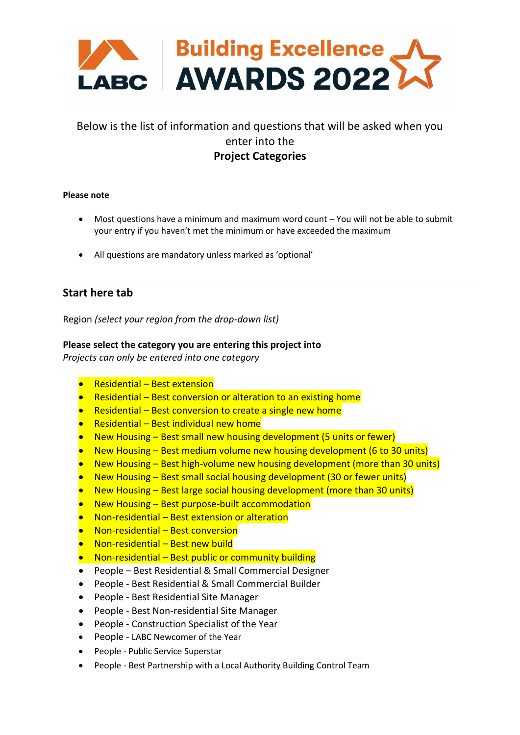# LABC Building Excellence AWARDS 2022

Below is the list of information and questions that will be asked when you enter into the

**Project Categories**

**Please note**

- Most questions have a minimum and maximum word count – You will not be able to submit your entry if you haven't met the minimum or have exceeded the maximum
- All questions are mandatory unless marked as 'optional'

---

## Start here tab

Region *(select your region from the drop-down list)*

**Please select the category you are entering this project into**
*Projects can only be entered into one category*

- Residential – Best extension
- Residential – Best conversion or alteration to an existing home
- Residential – Best conversion to create a single new home
- Residential – Best individual new home
- New Housing – Best small new housing development (5 units or fewer)
- New Housing – Best medium volume new housing development (6 to 30 units)
- New Housing – Best high-volume new housing development (more than 30 units)
- New Housing – Best small social housing development (30 or fewer units)
- New Housing – Best large social housing development (more than 30 units)
- New Housing – Best purpose-built accommodation
- Non-residential – Best extension or alteration
- Non-residential – Best conversion
- Non-residential – Best new build
- Non-residential – Best public or community building
- People – Best Residential & Small Commercial Designer
- People - Best Residential & Small Commercial Builder
- People - Best Residential Site Manager
- People - Best Non-residential Site Manager
- People - Construction Specialist of the Year
- People - LABC Newcomer of the Year
- People - Public Service Superstar
- People - Best Partnership with a Local Authority Building Control Team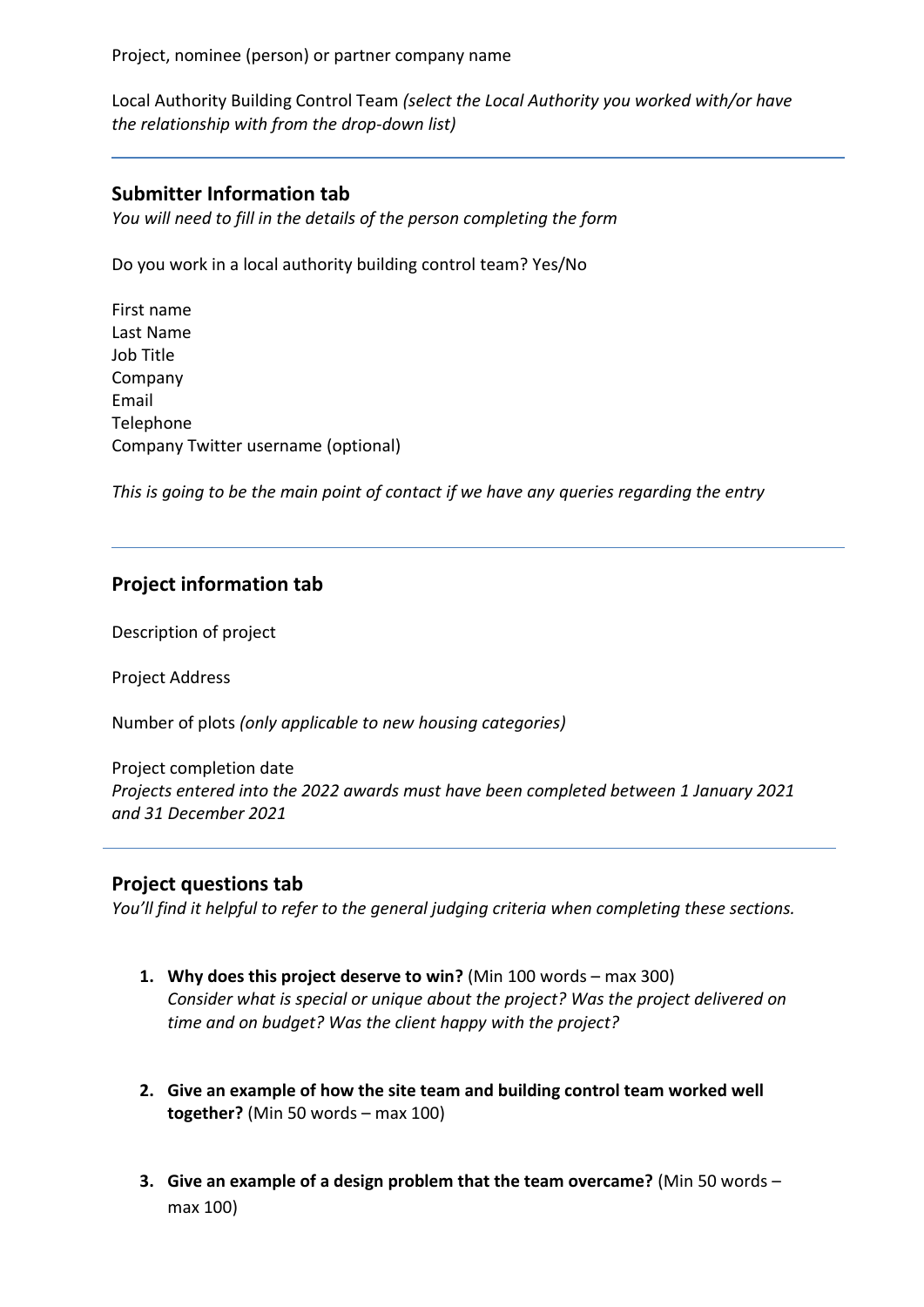Project, nominee (person) or partner company name

Local Authority Building Control Team *(select the Local Authority you worked with/or have the relationship with from the drop-down list)*

---

## Submitter Information tab

*You will need to fill in the details of the person completing the form*

Do you work in a local authority building control team? Yes/No

First name
Last Name
Job Title
Company
Email
Telephone
Company Twitter username (optional)

*This is going to be the main point of contact if we have any queries regarding the entry*

---

## Project information tab

Description of project

Project Address

Number of plots *(only applicable to new housing categories)*

Project completion date
*Projects entered into the 2022 awards must have been completed between 1 January 2021 and 31 December 2021*

---

## Project questions tab

*You'll find it helpful to refer to the general judging criteria when completing these sections.*

1. **Why does this project deserve to win?** (Min 100 words – max 300)
   *Consider what is special or unique about the project? Was the project delivered on time and on budget? Was the client happy with the project?*

2. **Give an example of how the site team and building control team worked well together?** (Min 50 words – max 100)

3. **Give an example of a design problem that the team overcame?** (Min 50 words – max 100)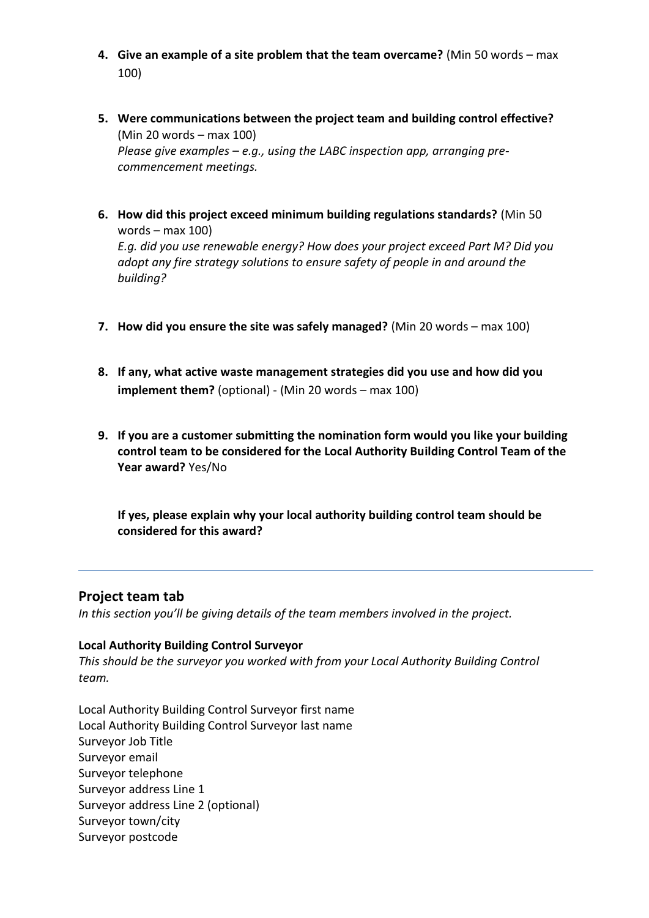4. **Give an example of a site problem that the team overcame?** (Min 50 words – max 100)

5. **Were communications between the project team and building control effective?** (Min 20 words – max 100)
   *Please give examples – e.g., using the LABC inspection app, arranging pre-commencement meetings.*

6. **How did this project exceed minimum building regulations standards?** (Min 50 words – max 100)
   *E.g. did you use renewable energy? How does your project exceed Part M? Did you adopt any fire strategy solutions to ensure safety of people in and around the building?*

7. **How did you ensure the site was safely managed?** (Min 20 words – max 100)

8. **If any, what active waste management strategies did you use and how did you implement them?** (optional) - (Min 20 words – max 100)

9. **If you are a customer submitting the nomination form would you like your building control team to be considered for the Local Authority Building Control Team of the Year award?** Yes/No

   **If yes, please explain why your local authority building control team should be considered for this award?**

---

## Project team tab

*In this section you'll be giving details of the team members involved in the project.*

**Local Authority Building Control Surveyor**

*This should be the surveyor you worked with from your Local Authority Building Control team.*

Local Authority Building Control Surveyor first name
Local Authority Building Control Surveyor last name
Surveyor Job Title
Surveyor email
Surveyor telephone
Surveyor address Line 1
Surveyor address Line 2 (optional)
Surveyor town/city
Surveyor postcode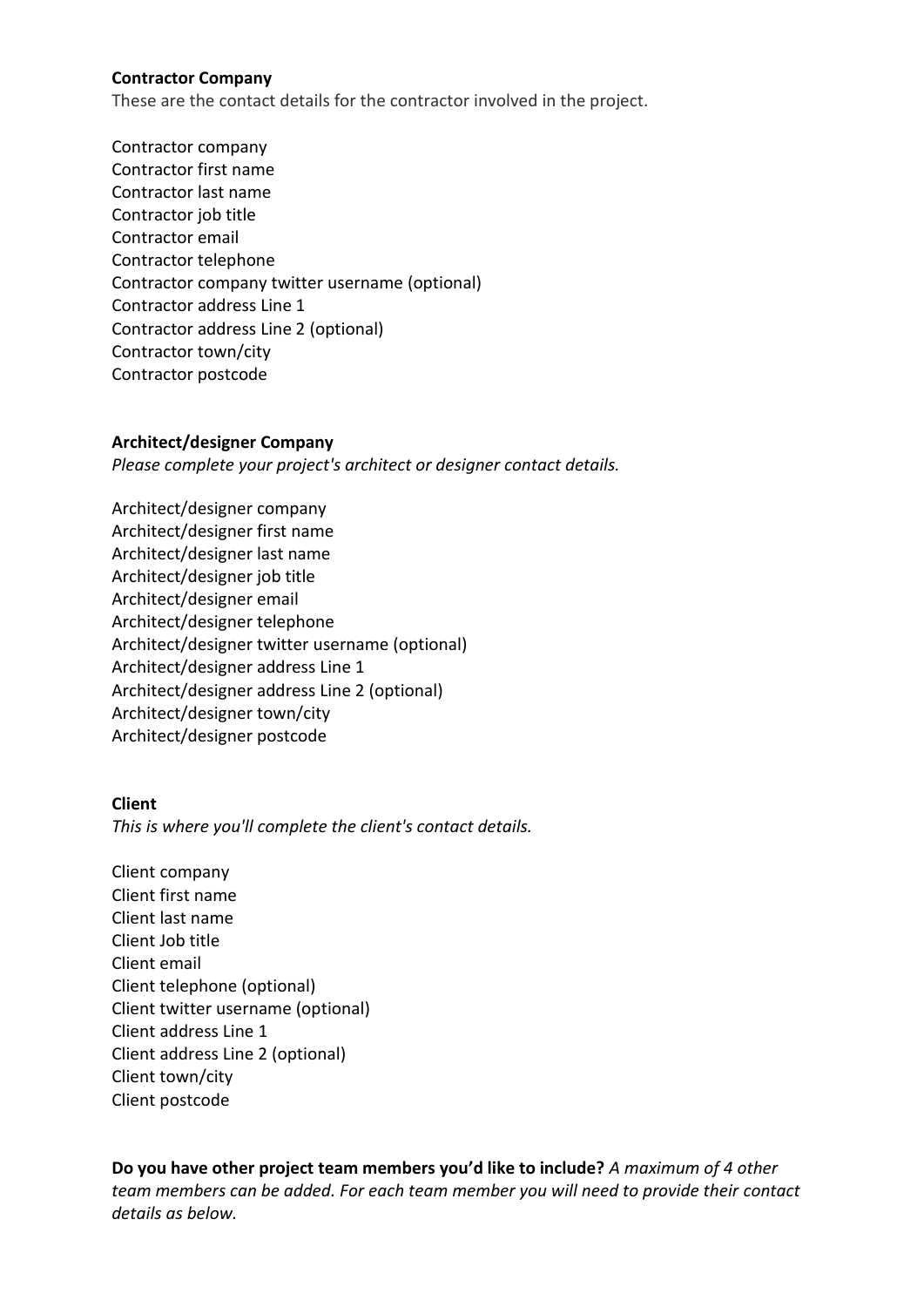**Contractor Company**

These are the contact details for the contractor involved in the project.

Contractor company
Contractor first name
Contractor last name
Contractor job title
Contractor email
Contractor telephone
Contractor company twitter username (optional)
Contractor address Line 1
Contractor address Line 2 (optional)
Contractor town/city
Contractor postcode

**Architect/designer Company**

*Please complete your project's architect or designer contact details.*

Architect/designer company
Architect/designer first name
Architect/designer last name
Architect/designer job title
Architect/designer email
Architect/designer telephone
Architect/designer twitter username (optional)
Architect/designer address Line 1
Architect/designer address Line 2 (optional)
Architect/designer town/city
Architect/designer postcode

**Client**

*This is where you'll complete the client's contact details.*

Client company
Client first name
Client last name
Client Job title
Client email
Client telephone (optional)
Client twitter username (optional)
Client address Line 1
Client address Line 2 (optional)
Client town/city
Client postcode

**Do you have other project team members you'd like to include?** *A maximum of 4 other team members can be added. For each team member you will need to provide their contact details as below.*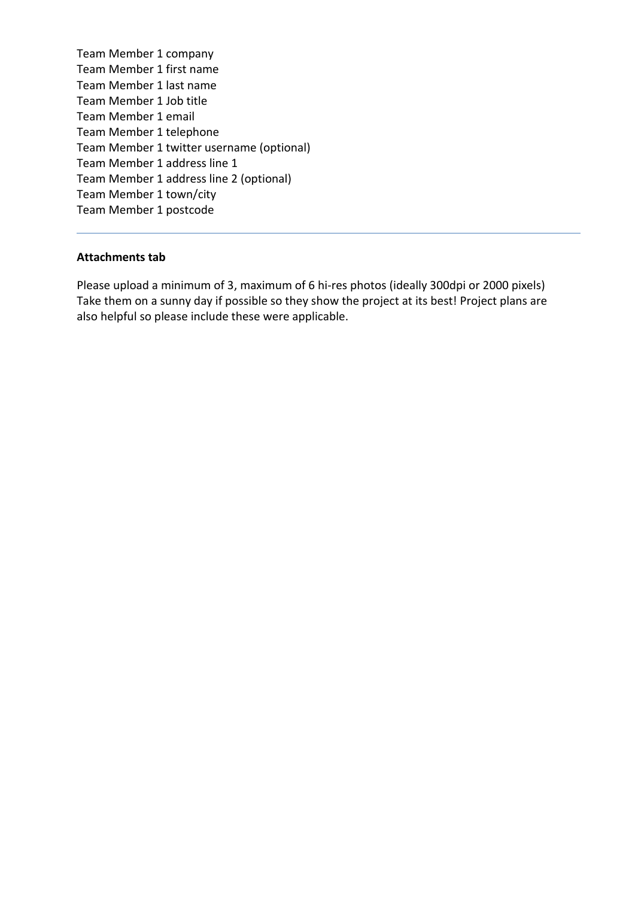Team Member 1 company
Team Member 1 first name
Team Member 1 last name
Team Member 1 Job title
Team Member 1 email
Team Member 1 telephone
Team Member 1 twitter username (optional)
Team Member 1 address line 1
Team Member 1 address line 2 (optional)
Team Member 1 town/city
Team Member 1 postcode

---

**Attachments tab**

Please upload a minimum of 3, maximum of 6 hi-res photos (ideally 300dpi or 2000 pixels) Take them on a sunny day if possible so they show the project at its best! Project plans are also helpful so please include these were applicable.